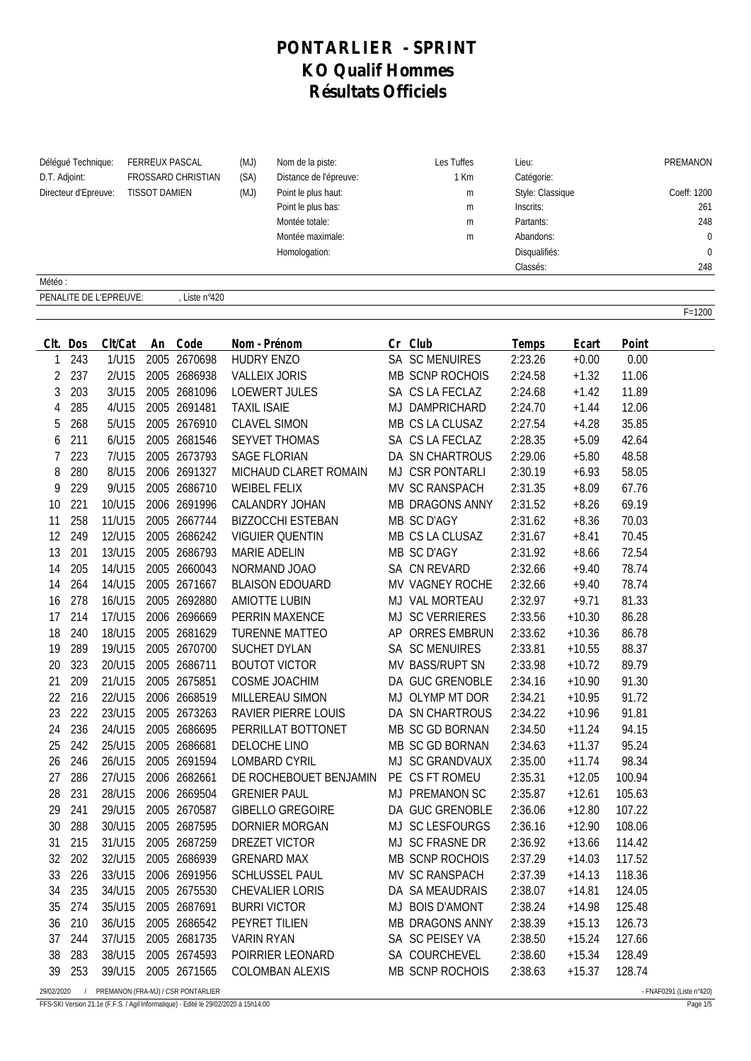# PONTARLIER - SPRINT
# KO Qualif Hommes
# Résultats Officiels

| | | | | | | |
|---|---|---|---|---|---|---|
| Délégué Technique: | FERREUX PASCAL | (MJ) | Nom de la piste: | Les Tuffes | Lieu: | PREMANON |
| D.T. Adjoint: | FROSSARD CHRISTIAN | (SA) | Distance de l'épreuve: | 1 Km | Catégorie: | |
| Directeur d'Epreuve: | TISSOT DAMIEN | (MJ) | Point le plus haut: | m | Style: Classique | Coeff: 1200 |
| | | | Point le plus bas: | m | Inscrits: | 261 |
| | | | Montée totale: | m | Partants: | 248 |
| | | | Montée maximale: | m | Abandons: | 0 |
| | | | Homologation: | | Disqualifiés: | 0 |
| | | | | | Classés: | 248 |

Météo :

PENALITE DE L'EPREUVE: , Liste n°420

F=1200

| Clt. | Dos | Clt/Cat | An | Code | Nom - Prénom | Cr | Club | Temps | Ecart | Point |
|---|---|---|---|---|---|---|---|---|---|---|
| 1 | 243 | 1/U15 | 2005 | 2670698 | HUDRY ENZO | SA | SC MENUIRES | 2:23.26 | +0.00 | 0.00 |
| 2 | 237 | 2/U15 | 2005 | 2686938 | VALLEIX JORIS | MB | SCNP ROCHOIS | 2:24.58 | +1.32 | 11.06 |
| 3 | 203 | 3/U15 | 2005 | 2681096 | LOEWERT JULES | SA | CS LA FECLAZ | 2:24.68 | +1.42 | 11.89 |
| 4 | 285 | 4/U15 | 2005 | 2691481 | TAXIL ISAIE | MJ | DAMPRICHARD | 2:24.70 | +1.44 | 12.06 |
| 5 | 268 | 5/U15 | 2005 | 2676910 | CLAVEL SIMON | MB | CS LA CLUSAZ | 2:27.54 | +4.28 | 35.85 |
| 6 | 211 | 6/U15 | 2005 | 2681546 | SEYVET THOMAS | SA | CS LA FECLAZ | 2:28.35 | +5.09 | 42.64 |
| 7 | 223 | 7/U15 | 2005 | 2673793 | SAGE FLORIAN | DA | SN CHARTROUS | 2:29.06 | +5.80 | 48.58 |
| 8 | 280 | 8/U15 | 2006 | 2691327 | MICHAUD CLARET ROMAIN | MJ | CSR PONTARLI | 2:30.19 | +6.93 | 58.05 |
| 9 | 229 | 9/U15 | 2005 | 2686710 | WEIBEL FELIX | MV | SC RANSPACH | 2:31.35 | +8.09 | 67.76 |
| 10 | 221 | 10/U15 | 2006 | 2691996 | CALANDRY JOHAN | MB | DRAGONS ANNY | 2:31.52 | +8.26 | 69.19 |
| 11 | 258 | 11/U15 | 2005 | 2667744 | BIZZOCCHI ESTEBAN | MB | SC D'AGY | 2:31.62 | +8.36 | 70.03 |
| 12 | 249 | 12/U15 | 2005 | 2686242 | VIGUIER QUENTIN | MB | CS LA CLUSAZ | 2:31.67 | +8.41 | 70.45 |
| 13 | 201 | 13/U15 | 2005 | 2686793 | MARIE ADELIN | MB | SC D'AGY | 2:31.92 | +8.66 | 72.54 |
| 14 | 205 | 14/U15 | 2005 | 2660043 | NORMAND JOAO | SA | CN REVARD | 2:32.66 | +9.40 | 78.74 |
| 14 | 264 | 14/U15 | 2005 | 2671667 | BLAISON EDOUARD | MV | VAGNEY ROCHE | 2:32.66 | +9.40 | 78.74 |
| 16 | 278 | 16/U15 | 2005 | 2692880 | AMIOTTE LUBIN | MJ | VAL MORTEAU | 2:32.97 | +9.71 | 81.33 |
| 17 | 214 | 17/U15 | 2006 | 2696669 | PERRIN MAXENCE | MJ | SC VERRIERES | 2:33.56 | +10.30 | 86.28 |
| 18 | 240 | 18/U15 | 2005 | 2681629 | TURENNE MATTEO | AP | ORRES EMBRUN | 2:33.62 | +10.36 | 86.78 |
| 19 | 289 | 19/U15 | 2005 | 2670700 | SUCHET DYLAN | SA | SC MENUIRES | 2:33.81 | +10.55 | 88.37 |
| 20 | 323 | 20/U15 | 2005 | 2686711 | BOUTOT VICTOR | MV | BASS/RUPT SN | 2:33.98 | +10.72 | 89.79 |
| 21 | 209 | 21/U15 | 2005 | 2675851 | COSME JOACHIM | DA | GUC GRENOBLE | 2:34.16 | +10.90 | 91.30 |
| 22 | 216 | 22/U15 | 2006 | 2668519 | MILLEREAU SIMON | MJ | OLYMP MT DOR | 2:34.21 | +10.95 | 91.72 |
| 23 | 222 | 23/U15 | 2005 | 2673263 | RAVIER PIERRE LOUIS | DA | SN CHARTROUS | 2:34.22 | +10.96 | 91.81 |
| 24 | 236 | 24/U15 | 2005 | 2686695 | PERRILLAT BOTTONET | MB | SC GD BORNAN | 2:34.50 | +11.24 | 94.15 |
| 25 | 242 | 25/U15 | 2005 | 2686681 | DELOCHE LINO | MB | SC GD BORNAN | 2:34.63 | +11.37 | 95.24 |
| 26 | 246 | 26/U15 | 2005 | 2691594 | LOMBARD CYRIL | MJ | SC GRANDVAUX | 2:35.00 | +11.74 | 98.34 |
| 27 | 286 | 27/U15 | 2006 | 2682661 | DE ROCHEBOUET BENJAMIN | PE | CS FT ROMEU | 2:35.31 | +12.05 | 100.94 |
| 28 | 231 | 28/U15 | 2006 | 2669504 | GRENIER PAUL | MJ | PREMANON SC | 2:35.87 | +12.61 | 105.63 |
| 29 | 241 | 29/U15 | 2005 | 2670587 | GIBELLO GREGOIRE | DA | GUC GRENOBLE | 2:36.06 | +12.80 | 107.22 |
| 30 | 288 | 30/U15 | 2005 | 2687595 | DORNIER MORGAN | MJ | SC LESFOURGS | 2:36.16 | +12.90 | 108.06 |
| 31 | 215 | 31/U15 | 2005 | 2687259 | DREZET VICTOR | MJ | SC FRASNE DR | 2:36.92 | +13.66 | 114.42 |
| 32 | 202 | 32/U15 | 2005 | 2686939 | GRENARD MAX | MB | SCNP ROCHOIS | 2:37.29 | +14.03 | 117.52 |
| 33 | 226 | 33/U15 | 2006 | 2691956 | SCHLUSSEL PAUL | MV | SC RANSPACH | 2:37.39 | +14.13 | 118.36 |
| 34 | 235 | 34/U15 | 2005 | 2675530 | CHEVALIER LORIS | DA | SA MEAUDRAIS | 2:38.07 | +14.81 | 124.05 |
| 35 | 274 | 35/U15 | 2005 | 2687691 | BURRI VICTOR | MJ | BOIS D'AMONT | 2:38.24 | +14.98 | 125.48 |
| 36 | 210 | 36/U15 | 2005 | 2686542 | PEYRET TILIEN | MB | DRAGONS ANNY | 2:38.39 | +15.13 | 126.73 |
| 37 | 244 | 37/U15 | 2005 | 2681735 | VARIN RYAN | SA | SC PEISEY VA | 2:38.50 | +15.24 | 127.66 |
| 38 | 283 | 38/U15 | 2005 | 2674593 | POIRRIER LEONARD | SA | COURCHEVEL | 2:38.60 | +15.34 | 128.49 |
| 39 | 253 | 39/U15 | 2005 | 2671565 | COLOMBAN ALEXIS | MB | SCNP ROCHOIS | 2:38.63 | +15.37 | 128.74 |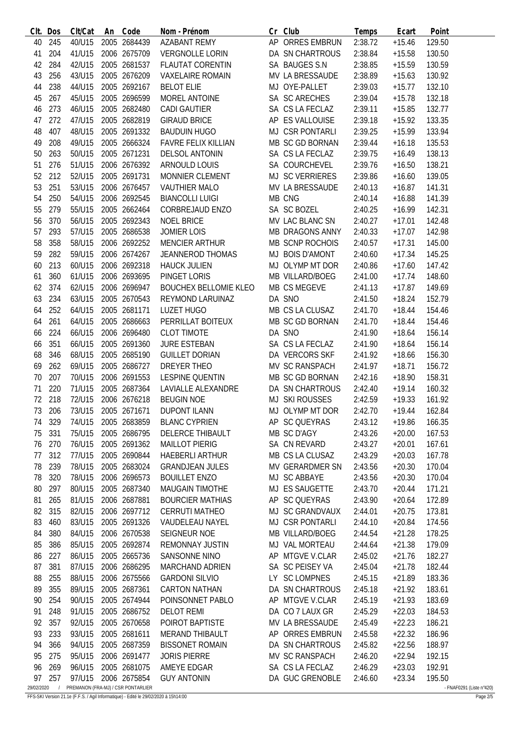| Clt. | Dos | Clt/Cat | An | Code | Nom - Prénom | Cr | Club | Temps | Ecart | Point |
|---|---|---|---|---|---|---|---|---|---|---|
| 40 | 245 | 40/U15 | 2005 | 2684439 | AZABANT REMY | AP | ORRES EMBRUN | 2:38.72 | +15.46 | 129.50 |
| 41 | 204 | 41/U15 | 2006 | 2675709 | VERGNOLLE LORIN | DA | SN CHARTROUS | 2:38.84 | +15.58 | 130.50 |
| 42 | 284 | 42/U15 | 2005 | 2681537 | FLAUTAT CORENTIN | SA | BAUGES S.N | 2:38.85 | +15.59 | 130.59 |
| 43 | 256 | 43/U15 | 2005 | 2676209 | VAXELAIRE ROMAIN | MV | LA BRESSAUDE | 2:38.89 | +15.63 | 130.92 |
| 44 | 238 | 44/U15 | 2005 | 2692167 | BELOT ELIE | MJ | OYE-PALLET | 2:39.03 | +15.77 | 132.10 |
| 45 | 267 | 45/U15 | 2005 | 2696599 | MOREL ANTOINE | SA | SC ARECHES | 2:39.04 | +15.78 | 132.18 |
| 46 | 273 | 46/U15 | 2005 | 2682480 | CADI GAUTIER | SA | CS LA FECLAZ | 2:39.11 | +15.85 | 132.77 |
| 47 | 272 | 47/U15 | 2005 | 2682819 | GIRAUD BRICE | AP | ES VALLOUISE | 2:39.18 | +15.92 | 133.35 |
| 48 | 407 | 48/U15 | 2005 | 2691332 | BAUDUIN HUGO | MJ | CSR PONTARLI | 2:39.25 | +15.99 | 133.94 |
| 49 | 208 | 49/U15 | 2005 | 2666324 | FAVRE FELIX KILLIAN | MB | SC GD BORNAN | 2:39.44 | +16.18 | 135.53 |
| 50 | 263 | 50/U15 | 2005 | 2671231 | DELSOL ANTONIN | SA | CS LA FECLAZ | 2:39.75 | +16.49 | 138.13 |
| 51 | 276 | 51/U15 | 2006 | 2676392 | ARNOULD LOUIS | SA | COURCHEVEL | 2:39.76 | +16.50 | 138.21 |
| 52 | 212 | 52/U15 | 2005 | 2691731 | MONNIER CLEMENT | MJ | SC VERRIERES | 2:39.86 | +16.60 | 139.05 |
| 53 | 251 | 53/U15 | 2006 | 2676457 | VAUTHIER MALO | MV | LA BRESSAUDE | 2:40.13 | +16.87 | 141.31 |
| 54 | 250 | 54/U15 | 2006 | 2692545 | BIANCOLLI LUIGI | MB | CNG | 2:40.14 | +16.88 | 141.39 |
| 55 | 279 | 55/U15 | 2005 | 2662464 | CORBREJAUD ENZO | SA | SC BOZEL | 2:40.25 | +16.99 | 142.31 |
| 56 | 370 | 56/U15 | 2005 | 2692343 | NOEL BRICE | MV | LAC BLANC SN | 2:40.27 | +17.01 | 142.48 |
| 57 | 293 | 57/U15 | 2005 | 2686538 | JOMIER LOIS | MB | DRAGONS ANNY | 2:40.33 | +17.07 | 142.98 |
| 58 | 358 | 58/U15 | 2006 | 2692252 | MENCIER ARTHUR | MB | SCNP ROCHOIS | 2:40.57 | +17.31 | 145.00 |
| 59 | 282 | 59/U15 | 2006 | 2674267 | JEANNEROD THOMAS | MJ | BOIS D'AMONT | 2:40.60 | +17.34 | 145.25 |
| 60 | 213 | 60/U15 | 2006 | 2692318 | HAUCK JULIEN | MJ | OLYMP MT DOR | 2:40.86 | +17.60 | 147.42 |
| 61 | 360 | 61/U15 | 2006 | 2693695 | PINGET LORIS | MB | VILLARD/BOEG | 2:41.00 | +17.74 | 148.60 |
| 62 | 374 | 62/U15 | 2006 | 2696947 | BOUCHEX BELLOMIE KLEO | MB | CS MEGEVE | 2:41.13 | +17.87 | 149.69 |
| 63 | 234 | 63/U15 | 2005 | 2670543 | REYMOND LARUINAZ | DA | SNO | 2:41.50 | +18.24 | 152.79 |
| 64 | 252 | 64/U15 | 2005 | 2681171 | LUZET HUGO | MB | CS LA CLUSAZ | 2:41.70 | +18.44 | 154.46 |
| 64 | 261 | 64/U15 | 2005 | 2686663 | PERRILLAT BOITEUX | MB | SC GD BORNAN | 2:41.70 | +18.44 | 154.46 |
| 66 | 224 | 66/U15 | 2006 | 2696480 | CLOT TIMOTE | DA | SNO | 2:41.90 | +18.64 | 156.14 |
| 66 | 351 | 66/U15 | 2005 | 2691360 | JURE ESTEBAN | SA | CS LA FECLAZ | 2:41.90 | +18.64 | 156.14 |
| 68 | 346 | 68/U15 | 2005 | 2685190 | GUILLET DORIAN | DA | VERCORS SKF | 2:41.92 | +18.66 | 156.30 |
| 69 | 262 | 69/U15 | 2005 | 2686727 | DREYER THEO | MV | SC RANSPACH | 2:41.97 | +18.71 | 156.72 |
| 70 | 207 | 70/U15 | 2006 | 2691553 | LESPINE QUENTIN | MB | SC GD BORNAN | 2:42.16 | +18.90 | 158.31 |
| 71 | 220 | 71/U15 | 2005 | 2687364 | LAVIALLE ALEXANDRE | DA | SN CHARTROUS | 2:42.40 | +19.14 | 160.32 |
| 72 | 218 | 72/U15 | 2006 | 2676218 | BEUGIN NOE | MJ | SKI ROUSSES | 2:42.59 | +19.33 | 161.92 |
| 73 | 206 | 73/U15 | 2005 | 2671671 | DUPONT ILANN | MJ | OLYMP MT DOR | 2:42.70 | +19.44 | 162.84 |
| 74 | 329 | 74/U15 | 2005 | 2683859 | BLANC CYPRIEN | AP | SC QUEYRAS | 2:43.12 | +19.86 | 166.35 |
| 75 | 331 | 75/U15 | 2005 | 2686795 | DELERCE THIBAULT | MB | SC D'AGY | 2:43.26 | +20.00 | 167.53 |
| 76 | 270 | 76/U15 | 2005 | 2691362 | MAILLOT PIERIG | SA | CN REVARD | 2:43.27 | +20.01 | 167.61 |
| 77 | 312 | 77/U15 | 2005 | 2690844 | HAEBERLI ARTHUR | MB | CS LA CLUSAZ | 2:43.29 | +20.03 | 167.78 |
| 78 | 239 | 78/U15 | 2005 | 2683024 | GRANDJEAN JULES | MV | GERARDMER SN | 2:43.56 | +20.30 | 170.04 |
| 78 | 320 | 78/U15 | 2006 | 2696573 | BOUILLET ENZO | MJ | SC ABBAYE | 2:43.56 | +20.30 | 170.04 |
| 80 | 297 | 80/U15 | 2005 | 2687340 | MAUGAIN TIMOTHE | MJ | ES SAUGETTE | 2:43.70 | +20.44 | 171.21 |
| 81 | 265 | 81/U15 | 2006 | 2687881 | BOURCIER MATHIAS | AP | SC QUEYRAS | 2:43.90 | +20.64 | 172.89 |
| 82 | 315 | 82/U15 | 2006 | 2697712 | CERRUTI MATHEO | MJ | SC GRANDVAUX | 2:44.01 | +20.75 | 173.81 |
| 83 | 460 | 83/U15 | 2005 | 2691326 | VAUDELEAU NAYEL | MJ | CSR PONTARLI | 2:44.10 | +20.84 | 174.56 |
| 84 | 380 | 84/U15 | 2006 | 2670538 | SEIGNEUR NOE | MB | VILLARD/BOEG | 2:44.54 | +21.28 | 178.25 |
| 85 | 386 | 85/U15 | 2005 | 2692874 | REMONNAY JUSTIN | MJ | VAL MORTEAU | 2:44.64 | +21.38 | 179.09 |
| 86 | 227 | 86/U15 | 2005 | 2665736 | SANSONNE NINO | AP | MTGVE V.CLAR | 2:45.02 | +21.76 | 182.27 |
| 87 | 381 | 87/U15 | 2006 | 2686295 | MARCHAND ADRIEN | SA | SC PEISEY VA | 2:45.04 | +21.78 | 182.44 |
| 88 | 255 | 88/U15 | 2006 | 2675566 | GARDONI SILVIO | LY | SC LOMPNES | 2:45.15 | +21.89 | 183.36 |
| 89 | 355 | 89/U15 | 2005 | 2687361 | CARTON NATHAN | DA | SN CHARTROUS | 2:45.18 | +21.92 | 183.61 |
| 90 | 254 | 90/U15 | 2005 | 2674944 | POINSONNET PABLO | AP | MTGVE V.CLAR | 2:45.19 | +21.93 | 183.69 |
| 91 | 248 | 91/U15 | 2005 | 2686752 | DELOT REMI | DA | CO 7 LAUX GR | 2:45.29 | +22.03 | 184.53 |
| 92 | 357 | 92/U15 | 2005 | 2670658 | POIROT BAPTISTE | MV | LA BRESSAUDE | 2:45.49 | +22.23 | 186.21 |
| 93 | 233 | 93/U15 | 2005 | 2681611 | MERAND THIBAULT | AP | ORRES EMBRUN | 2:45.58 | +22.32 | 186.96 |
| 94 | 366 | 94/U15 | 2005 | 2687359 | BISSONET ROMAIN | DA | SN CHARTROUS | 2:45.82 | +22.56 | 188.97 |
| 95 | 275 | 95/U15 | 2006 | 2691477 | JORIS PIERRE | MV | SC RANSPACH | 2:46.20 | +22.94 | 192.15 |
| 96 | 269 | 96/U15 | 2005 | 2681075 | AMEYE EDGAR | SA | CS LA FECLAZ | 2:46.29 | +23.03 | 192.91 |
| 97 | 257 | 97/U15 | 2006 | 2675854 | GUY ANTONIN | DA | GUC GRENOBLE | 2:46.60 | +23.34 | 195.50 |

29/02/2020 / PREMANON (FRA-MJ) / CSR PONTARLIER - FNAF0291 (Liste n°420)

FFS-SKI Version 21.1e (F.F.S. / Agil Informatique) - Edité le 29/02/2020 à 15h14:00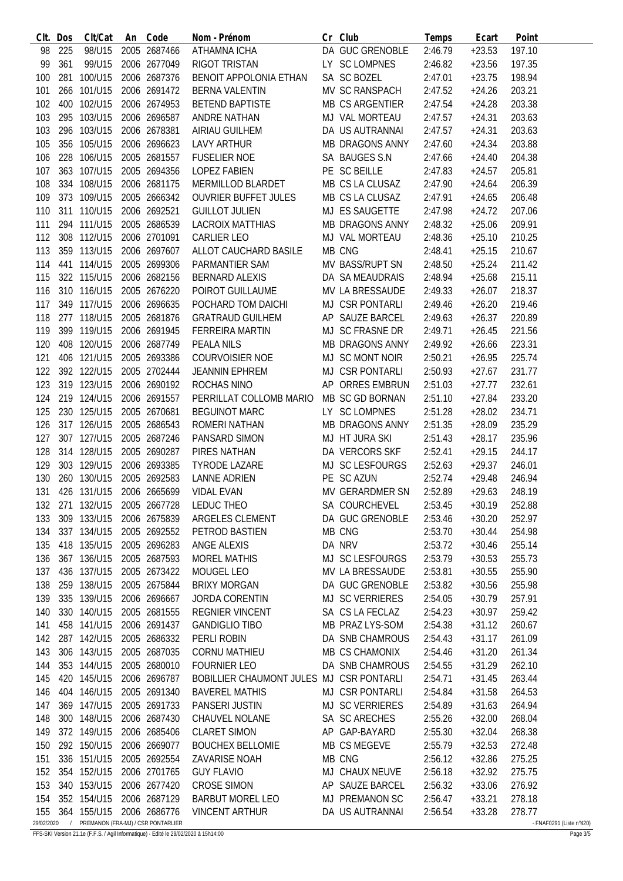| Clt. | Dos | Clt/Cat | An | Code | Nom - Prénom | Cr | Club | Temps | Ecart | Point |
|---|---|---|---|---|---|---|---|---|---|---|
| 98 | 225 | 98/U15 | 2005 | 2687466 | ATHAMNA ICHA | DA | GUC GRENOBLE | 2:46.79 | +23.53 | 197.10 |
| 99 | 361 | 99/U15 | 2006 | 2677049 | RIGOT TRISTAN | LY | SC LOMPNES | 2:46.82 | +23.56 | 197.35 |
| 100 | 281 | 100/U15 | 2006 | 2687376 | BENOIT APPOLONIA ETHAN | SA | SC BOZEL | 2:47.01 | +23.75 | 198.94 |
| 101 | 266 | 101/U15 | 2006 | 2691472 | BERNA VALENTIN | MV | SC RANSPACH | 2:47.52 | +24.26 | 203.21 |
| 102 | 400 | 102/U15 | 2006 | 2674953 | BETEND BAPTISTE | MB | CS ARGENTIER | 2:47.54 | +24.28 | 203.38 |
| 103 | 295 | 103/U15 | 2006 | 2696587 | ANDRE NATHAN | MJ | VAL MORTEAU | 2:47.57 | +24.31 | 203.63 |
| 103 | 296 | 103/U15 | 2006 | 2678381 | AIRIAU GUILHEM | DA | US AUTRANNAI | 2:47.57 | +24.31 | 203.63 |
| 105 | 356 | 105/U15 | 2006 | 2696623 | LAVY ARTHUR | MB | DRAGONS ANNY | 2:47.60 | +24.34 | 203.88 |
| 106 | 228 | 106/U15 | 2005 | 2681557 | FUSELIER NOE | SA | BAUGES S.N | 2:47.66 | +24.40 | 204.38 |
| 107 | 363 | 107/U15 | 2005 | 2694356 | LOPEZ FABIEN | PE | SC BEILLE | 2:47.83 | +24.57 | 205.81 |
| 108 | 334 | 108/U15 | 2006 | 2681175 | MERMILLOD BLARDET | MB | CS LA CLUSAZ | 2:47.90 | +24.64 | 206.39 |
| 109 | 373 | 109/U15 | 2005 | 2666342 | OUVRIER BUFFET JULES | MB | CS LA CLUSAZ | 2:47.91 | +24.65 | 206.48 |
| 110 | 311 | 110/U15 | 2006 | 2692521 | GUILLOT JULIEN | MJ | ES SAUGETTE | 2:47.98 | +24.72 | 207.06 |
| 111 | 294 | 111/U15 | 2005 | 2686539 | LACROIX MATTHIAS | MB | DRAGONS ANNY | 2:48.32 | +25.06 | 209.91 |
| 112 | 308 | 112/U15 | 2006 | 2701091 | CARLIER LEO | MJ | VAL MORTEAU | 2:48.36 | +25.10 | 210.25 |
| 113 | 359 | 113/U15 | 2006 | 2697607 | ALLOT CAUCHARD BASILE | MB | CNG | 2:48.41 | +25.15 | 210.67 |
| 114 | 441 | 114/U15 | 2005 | 2699306 | PARMANTIER SAM | MV | BASS/RUPT SN | 2:48.50 | +25.24 | 211.42 |
| 115 | 322 | 115/U15 | 2006 | 2682156 | BERNARD ALEXIS | DA | SA MEAUDRAIS | 2:48.94 | +25.68 | 215.11 |
| 116 | 310 | 116/U15 | 2005 | 2676220 | POIROT GUILLAUME | MV | LA BRESSAUDE | 2:49.33 | +26.07 | 218.37 |
| 117 | 349 | 117/U15 | 2006 | 2696635 | POCHARD TOM DAICHI | MJ | CSR PONTARLI | 2:49.46 | +26.20 | 219.46 |
| 118 | 277 | 118/U15 | 2005 | 2681876 | GRATRAUD GUILHEM | AP | SAUZE BARCEL | 2:49.63 | +26.37 | 220.89 |
| 119 | 399 | 119/U15 | 2006 | 2691945 | FERREIRA MARTIN | MJ | SC FRASNE DR | 2:49.71 | +26.45 | 221.56 |
| 120 | 408 | 120/U15 | 2006 | 2687749 | PEALA NILS | MB | DRAGONS ANNY | 2:49.92 | +26.66 | 223.31 |
| 121 | 406 | 121/U15 | 2005 | 2693386 | COURVOISIER NOE | MJ | SC MONT NOIR | 2:50.21 | +26.95 | 225.74 |
| 122 | 392 | 122/U15 | 2005 | 2702444 | JEANNIN EPHREM | MJ | CSR PONTARLI | 2:50.93 | +27.67 | 231.77 |
| 123 | 319 | 123/U15 | 2006 | 2690192 | ROCHAS NINO | AP | ORRES EMBRUN | 2:51.03 | +27.77 | 232.61 |
| 124 | 219 | 124/U15 | 2006 | 2691557 | PERRILLAT COLLOMB MARIO | MB | SC GD BORNAN | 2:51.10 | +27.84 | 233.20 |
| 125 | 230 | 125/U15 | 2005 | 2670681 | BEGUINOT MARC | LY | SC LOMPNES | 2:51.28 | +28.02 | 234.71 |
| 126 | 317 | 126/U15 | 2005 | 2686543 | ROMERI NATHAN | MB | DRAGONS ANNY | 2:51.35 | +28.09 | 235.29 |
| 127 | 307 | 127/U15 | 2005 | 2687246 | PANSARD SIMON | MJ | HT JURA SKI | 2:51.43 | +28.17 | 235.96 |
| 128 | 314 | 128/U15 | 2005 | 2690287 | PIRES NATHAN | DA | VERCORS SKF | 2:52.41 | +29.15 | 244.17 |
| 129 | 303 | 129/U15 | 2006 | 2693385 | TYRODE LAZARE | MJ | SC LESFOURGS | 2:52.63 | +29.37 | 246.01 |
| 130 | 260 | 130/U15 | 2005 | 2692583 | LANNE ADRIEN | PE | SC AZUN | 2:52.74 | +29.48 | 246.94 |
| 131 | 426 | 131/U15 | 2006 | 2665699 | VIDAL EVAN | MV | GERARDMER SN | 2:52.89 | +29.63 | 248.19 |
| 132 | 271 | 132/U15 | 2005 | 2667728 | LEDUC THEO | SA | COURCHEVEL | 2:53.45 | +30.19 | 252.88 |
| 133 | 309 | 133/U15 | 2006 | 2675839 | ARGELES CLEMENT | DA | GUC GRENOBLE | 2:53.46 | +30.20 | 252.97 |
| 134 | 337 | 134/U15 | 2005 | 2692552 | PETROD BASTIEN | MB | CNG | 2:53.70 | +30.44 | 254.98 |
| 135 | 418 | 135/U15 | 2005 | 2696283 | ANGE ALEXIS | DA | NRV | 2:53.72 | +30.46 | 255.14 |
| 136 | 367 | 136/U15 | 2005 | 2687593 | MOREL MATHIS | MJ | SC LESFOURGS | 2:53.79 | +30.53 | 255.73 |
| 137 | 436 | 137/U15 | 2005 | 2673422 | MOUGEL LEO | MV | LA BRESSAUDE | 2:53.81 | +30.55 | 255.90 |
| 138 | 259 | 138/U15 | 2005 | 2675844 | BRIXY MORGAN | DA | GUC GRENOBLE | 2:53.82 | +30.56 | 255.98 |
| 139 | 335 | 139/U15 | 2006 | 2696667 | JORDA CORENTIN | MJ | SC VERRIERES | 2:54.05 | +30.79 | 257.91 |
| 140 | 330 | 140/U15 | 2005 | 2681555 | REGNIER VINCENT | SA | CS LA FECLAZ | 2:54.23 | +30.97 | 259.42 |
| 141 | 458 | 141/U15 | 2006 | 2691437 | GANDIGLIO TIBO | MB | PRAZ LYS-SOM | 2:54.38 | +31.12 | 260.67 |
| 142 | 287 | 142/U15 | 2005 | 2686332 | PERLI ROBIN | DA | SNB CHAMROUS | 2:54.43 | +31.17 | 261.09 |
| 143 | 306 | 143/U15 | 2005 | 2687035 | CORNU MATHIEU | MB | CS CHAMONIX | 2:54.46 | +31.20 | 261.34 |
| 144 | 353 | 144/U15 | 2005 | 2680010 | FOURNIER LEO | DA | SNB CHAMROUS | 2:54.55 | +31.29 | 262.10 |
| 145 | 420 | 145/U15 | 2006 | 2696787 | BOBILLIER CHAUMONT JULES | MJ | CSR PONTARLI | 2:54.71 | +31.45 | 263.44 |
| 146 | 404 | 146/U15 | 2005 | 2691340 | BAVEREL MATHIS | MJ | CSR PONTARLI | 2:54.84 | +31.58 | 264.53 |
| 147 | 369 | 147/U15 | 2005 | 2691733 | PANSERI JUSTIN | MJ | SC VERRIERES | 2:54.89 | +31.63 | 264.94 |
| 148 | 300 | 148/U15 | 2006 | 2687430 | CHAUVEL NOLANE | SA | SC ARECHES | 2:55.26 | +32.00 | 268.04 |
| 149 | 372 | 149/U15 | 2006 | 2685406 | CLARET SIMON | AP | GAP-BAYARD | 2:55.30 | +32.04 | 268.38 |
| 150 | 292 | 150/U15 | 2006 | 2669077 | BOUCHEX BELLOMIE | MB | CS MEGEVE | 2:55.79 | +32.53 | 272.48 |
| 151 | 336 | 151/U15 | 2005 | 2692554 | ZAVARISE NOAH | MB | CNG | 2:56.12 | +32.86 | 275.25 |
| 152 | 354 | 152/U15 | 2006 | 2701765 | GUY FLAVIO | MJ | CHAUX NEUVE | 2:56.18 | +32.92 | 275.75 |
| 153 | 340 | 153/U15 | 2006 | 2677420 | CROSE SIMON | AP | SAUZE BARCEL | 2:56.32 | +33.06 | 276.92 |
| 154 | 352 | 154/U15 | 2006 | 2687129 | BARBUT MOREL LEO | MJ | PREMANON SC | 2:56.47 | +33.21 | 278.18 |
| 155 | 364 | 155/U15 | 2006 | 2686776 | VINCENT ARTHUR | DA | US AUTRANNAI | 2:56.54 | +33.28 | 278.77 |

29/02/2020 / PREMANON (FRA-MJ) / CSR PONTARLIER - FNAF0291 (Liste n°420)

FFS-SKI Version 21.1e (F.F.S. / Agil Informatique) - Edité le 29/02/2020 à 15h14:00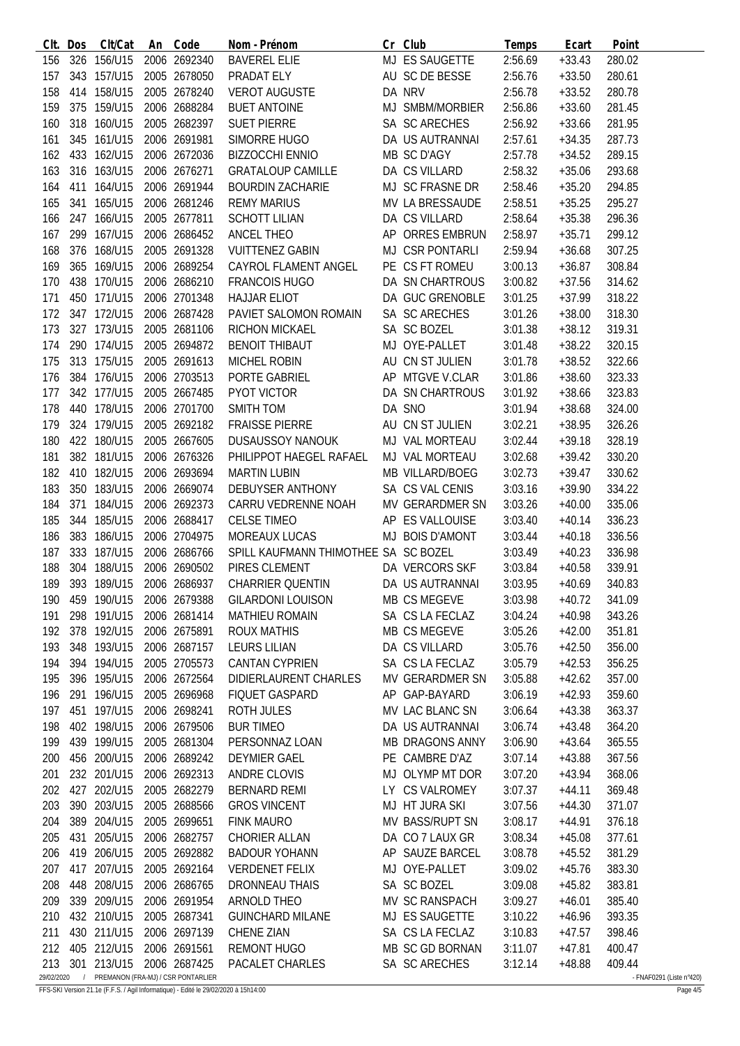| Clt. | Dos | Clt/Cat | An | Code | Nom - Prénom | Cr | Club | Temps | Ecart | Point |
|---|---|---|---|---|---|---|---|---|---|---|
| 156 | 326 | 156/U15 | 2006 | 2692340 | BAVEREL ELIE | MJ | ES SAUGETTE | 2:56.69 | +33.43 | 280.02 |
| 157 | 343 | 157/U15 | 2005 | 2678050 | PRADAT ELY | AU | SC DE BESSE | 2:56.76 | +33.50 | 280.61 |
| 158 | 414 | 158/U15 | 2005 | 2678240 | VEROT AUGUSTE | DA | NRV | 2:56.78 | +33.52 | 280.78 |
| 159 | 375 | 159/U15 | 2006 | 2688284 | BUET ANTOINE | MJ | SMBM/MORBIER | 2:56.86 | +33.60 | 281.45 |
| 160 | 318 | 160/U15 | 2005 | 2682397 | SUET PIERRE | SA | SC ARECHES | 2:56.92 | +33.66 | 281.95 |
| 161 | 345 | 161/U15 | 2006 | 2691981 | SIMORRE HUGO | DA | US AUTRANNAI | 2:57.61 | +34.35 | 287.73 |
| 162 | 433 | 162/U15 | 2006 | 2672036 | BIZZOCCHI ENNIO | MB | SC D'AGY | 2:57.78 | +34.52 | 289.15 |
| 163 | 316 | 163/U15 | 2006 | 2676271 | GRATALOUP CAMILLE | DA | CS VILLARD | 2:58.32 | +35.06 | 293.68 |
| 164 | 411 | 164/U15 | 2006 | 2691944 | BOURDIN ZACHARIE | MJ | SC FRASNE DR | 2:58.46 | +35.20 | 294.85 |
| 165 | 341 | 165/U15 | 2006 | 2681246 | REMY MARIUS | MV | LA BRESSAUDE | 2:58.51 | +35.25 | 295.27 |
| 166 | 247 | 166/U15 | 2005 | 2677811 | SCHOTT LILIAN | DA | CS VILLARD | 2:58.64 | +35.38 | 296.36 |
| 167 | 299 | 167/U15 | 2006 | 2686452 | ANCEL THEO | AP | ORRES EMBRUN | 2:58.97 | +35.71 | 299.12 |
| 168 | 376 | 168/U15 | 2005 | 2691328 | VUITTENEZ GABIN | MJ | CSR PONTARLI | 2:59.94 | +36.68 | 307.25 |
| 169 | 365 | 169/U15 | 2006 | 2689254 | CAYROL FLAMENT ANGEL | PE | CS FT ROMEU | 3:00.13 | +36.87 | 308.84 |
| 170 | 438 | 170/U15 | 2006 | 2686210 | FRANCOIS HUGO | DA | SN CHARTROUS | 3:00.82 | +37.56 | 314.62 |
| 171 | 450 | 171/U15 | 2006 | 2701348 | HAJJAR ELIOT | DA | GUC GRENOBLE | 3:01.25 | +37.99 | 318.22 |
| 172 | 347 | 172/U15 | 2006 | 2687428 | PAVIET SALOMON ROMAIN | SA | SC ARECHES | 3:01.26 | +38.00 | 318.30 |
| 173 | 327 | 173/U15 | 2005 | 2681106 | RICHON MICKAEL | SA | SC BOZEL | 3:01.38 | +38.12 | 319.31 |
| 174 | 290 | 174/U15 | 2005 | 2694872 | BENOIT THIBAUT | MJ | OYE-PALLET | 3:01.48 | +38.22 | 320.15 |
| 175 | 313 | 175/U15 | 2005 | 2691613 | MICHEL ROBIN | AU | CN ST JULIEN | 3:01.78 | +38.52 | 322.66 |
| 176 | 384 | 176/U15 | 2006 | 2703513 | PORTE GABRIEL | AP | MTGVE V.CLAR | 3:01.86 | +38.60 | 323.33 |
| 177 | 342 | 177/U15 | 2005 | 2667485 | PYOT VICTOR | DA | SN CHARTROUS | 3:01.92 | +38.66 | 323.83 |
| 178 | 440 | 178/U15 | 2006 | 2701700 | SMITH TOM | DA | SNO | 3:01.94 | +38.68 | 324.00 |
| 179 | 324 | 179/U15 | 2005 | 2692182 | FRAISSE PIERRE | AU | CN ST JULIEN | 3:02.21 | +38.95 | 326.26 |
| 180 | 422 | 180/U15 | 2005 | 2667605 | DUSAUSSOY NANOUK | MJ | VAL MORTEAU | 3:02.44 | +39.18 | 328.19 |
| 181 | 382 | 181/U15 | 2006 | 2676326 | PHILIPPOT HAEGEL RAFAEL | MJ | VAL MORTEAU | 3:02.68 | +39.42 | 330.20 |
| 182 | 410 | 182/U15 | 2006 | 2693694 | MARTIN LUBIN | MB | VILLARD/BOEG | 3:02.73 | +39.47 | 330.62 |
| 183 | 350 | 183/U15 | 2006 | 2669074 | DEBUYSER ANTHONY | SA | CS VAL CENIS | 3:03.16 | +39.90 | 334.22 |
| 184 | 371 | 184/U15 | 2006 | 2692373 | CARRU VEDRENNE NOAH | MV | GERARDMER SN | 3:03.26 | +40.00 | 335.06 |
| 185 | 344 | 185/U15 | 2006 | 2688417 | CELSE TIMEO | AP | ES VALLOUISE | 3:03.40 | +40.14 | 336.23 |
| 186 | 383 | 186/U15 | 2006 | 2704975 | MOREAUX LUCAS | MJ | BOIS D'AMONT | 3:03.44 | +40.18 | 336.56 |
| 187 | 333 | 187/U15 | 2006 | 2686766 | SPILL KAUFMANN THIMOTHEE | SA | SC BOZEL | 3:03.49 | +40.23 | 336.98 |
| 188 | 304 | 188/U15 | 2006 | 2690502 | PIRES CLEMENT | DA | VERCORS SKF | 3:03.84 | +40.58 | 339.91 |
| 189 | 393 | 189/U15 | 2006 | 2686937 | CHARRIER QUENTIN | DA | US AUTRANNAI | 3:03.95 | +40.69 | 340.83 |
| 190 | 459 | 190/U15 | 2006 | 2679388 | GILARDONI LOUISON | MB | CS MEGEVE | 3:03.98 | +40.72 | 341.09 |
| 191 | 298 | 191/U15 | 2006 | 2681414 | MATHIEU ROMAIN | SA | CS LA FECLAZ | 3:04.24 | +40.98 | 343.26 |
| 192 | 378 | 192/U15 | 2006 | 2675891 | ROUX MATHIS | MB | CS MEGEVE | 3:05.26 | +42.00 | 351.81 |
| 193 | 348 | 193/U15 | 2006 | 2687157 | LEURS LILIAN | DA | CS VILLARD | 3:05.76 | +42.50 | 356.00 |
| 194 | 394 | 194/U15 | 2005 | 2705573 | CANTAN CYPRIEN | SA | CS LA FECLAZ | 3:05.79 | +42.53 | 356.25 |
| 195 | 396 | 195/U15 | 2006 | 2672564 | DIDIERLAURENT CHARLES | MV | GERARDMER SN | 3:05.88 | +42.62 | 357.00 |
| 196 | 291 | 196/U15 | 2005 | 2696968 | FIQUET GASPARD | AP | GAP-BAYARD | 3:06.19 | +42.93 | 359.60 |
| 197 | 451 | 197/U15 | 2006 | 2698241 | ROTH JULES | MV | LAC BLANC SN | 3:06.64 | +43.38 | 363.37 |
| 198 | 402 | 198/U15 | 2006 | 2679506 | BUR TIMEO | DA | US AUTRANNAI | 3:06.74 | +43.48 | 364.20 |
| 199 | 439 | 199/U15 | 2005 | 2681304 | PERSONNAZ LOAN | MB | DRAGONS ANNY | 3:06.90 | +43.64 | 365.55 |
| 200 | 456 | 200/U15 | 2006 | 2689242 | DEYMIER GAEL | PE | CAMBRE D'AZ | 3:07.14 | +43.88 | 367.56 |
| 201 | 232 | 201/U15 | 2006 | 2692313 | ANDRE CLOVIS | MJ | OLYMP MT DOR | 3:07.20 | +43.94 | 368.06 |
| 202 | 427 | 202/U15 | 2005 | 2682279 | BERNARD REMI | LY | CS VALROMEY | 3:07.37 | +44.11 | 369.48 |
| 203 | 390 | 203/U15 | 2005 | 2688566 | GROS VINCENT | MJ | HT JURA SKI | 3:07.56 | +44.30 | 371.07 |
| 204 | 389 | 204/U15 | 2005 | 2699651 | FINK MAURO | MV | BASS/RUPT SN | 3:08.17 | +44.91 | 376.18 |
| 205 | 431 | 205/U15 | 2006 | 2682757 | CHORIER ALLAN | DA | CO 7 LAUX GR | 3:08.34 | +45.08 | 377.61 |
| 206 | 419 | 206/U15 | 2005 | 2692882 | BADOUR YOHANN | AP | SAUZE BARCEL | 3:08.78 | +45.52 | 381.29 |
| 207 | 417 | 207/U15 | 2005 | 2692164 | VERDENET FELIX | MJ | OYE-PALLET | 3:09.02 | +45.76 | 383.30 |
| 208 | 448 | 208/U15 | 2006 | 2686765 | DRONNEAU THAIS | SA | SC BOZEL | 3:09.08 | +45.82 | 383.81 |
| 209 | 339 | 209/U15 | 2006 | 2691954 | ARNOLD THEO | MV | SC RANSPACH | 3:09.27 | +46.01 | 385.40 |
| 210 | 432 | 210/U15 | 2005 | 2687341 | GUINCHARD MILANE | MJ | ES SAUGETTE | 3:10.22 | +46.96 | 393.35 |
| 211 | 430 | 211/U15 | 2006 | 2697139 | CHENE ZIAN | SA | CS LA FECLAZ | 3:10.83 | +47.57 | 398.46 |
| 212 | 405 | 212/U15 | 2006 | 2691561 | REMONT HUGO | MB | SC GD BORNAN | 3:11.07 | +47.81 | 400.47 |
| 213 | 301 | 213/U15 | 2006 | 2687425 | PACALET CHARLES | SA | SC ARECHES | 3:12.14 | +48.88 | 409.44 |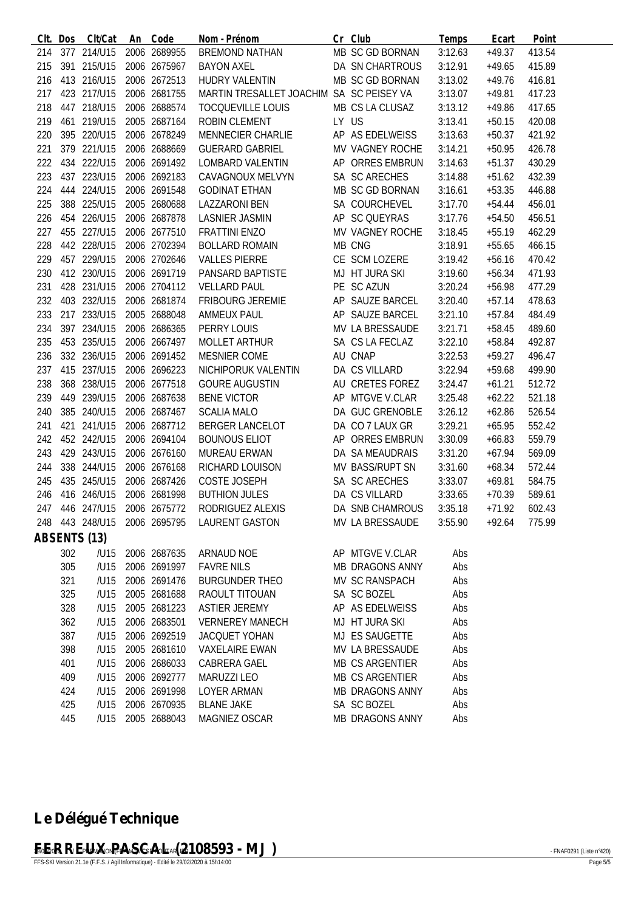| Clt. | Dos | Clt/Cat | An | Code | Nom - Prénom | Cr | Club | Temps | Ecart | Point |
|---|---|---|---|---|---|---|---|---|---|---|
| 214 | 377 | 214/U15 | 2006 | 2689955 | BREMOND NATHAN | MB | SC GD BORNAN | 3:12.63 | +49.37 | 413.54 |
| 215 | 391 | 215/U15 | 2006 | 2675967 | BAYON AXEL | DA | SN CHARTROUS | 3:12.91 | +49.65 | 415.89 |
| 216 | 413 | 216/U15 | 2006 | 2672513 | HUDRY VALENTIN | MB | SC GD BORNAN | 3:13.02 | +49.76 | 416.81 |
| 217 | 423 | 217/U15 | 2006 | 2681755 | MARTIN TRESALLET JOACHIM | SA | SC PEISEY VA | 3:13.07 | +49.81 | 417.23 |
| 218 | 447 | 218/U15 | 2006 | 2688574 | TOCQUEVILLE LOUIS | MB | CS LA CLUSAZ | 3:13.12 | +49.86 | 417.65 |
| 219 | 461 | 219/U15 | 2005 | 2687164 | ROBIN CLEMENT | LY | US | 3:13.41 | +50.15 | 420.08 |
| 220 | 395 | 220/U15 | 2006 | 2678249 | MENNECIER CHARLIE | AP | AS EDELWEISS | 3:13.63 | +50.37 | 421.92 |
| 221 | 379 | 221/U15 | 2006 | 2688669 | GUERARD GABRIEL | MV | VAGNEY ROCHE | 3:14.21 | +50.95 | 426.78 |
| 222 | 434 | 222/U15 | 2006 | 2691492 | LOMBARD VALENTIN | AP | ORRES EMBRUN | 3:14.63 | +51.37 | 430.29 |
| 223 | 437 | 223/U15 | 2006 | 2692183 | CAVAGNOUX MELVYN | SA | SC ARECHES | 3:14.88 | +51.62 | 432.39 |
| 224 | 444 | 224/U15 | 2006 | 2691548 | GODINAT ETHAN | MB | SC GD BORNAN | 3:16.61 | +53.35 | 446.88 |
| 225 | 388 | 225/U15 | 2005 | 2680688 | LAZZARONI BEN | SA | COURCHEVEL | 3:17.70 | +54.44 | 456.01 |
| 226 | 454 | 226/U15 | 2006 | 2687878 | LASNIER JASMIN | AP | SC QUEYRAS | 3:17.76 | +54.50 | 456.51 |
| 227 | 455 | 227/U15 | 2006 | 2677510 | FRATTINI ENZO | MV | VAGNEY ROCHE | 3:18.45 | +55.19 | 462.29 |
| 228 | 442 | 228/U15 | 2006 | 2702394 | BOLLARD ROMAIN | MB | CNG | 3:18.91 | +55.65 | 466.15 |
| 229 | 457 | 229/U15 | 2006 | 2702646 | VALLES PIERRE | CE | SCM LOZERE | 3:19.42 | +56.16 | 470.42 |
| 230 | 412 | 230/U15 | 2006 | 2691719 | PANSARD BAPTISTE | MJ | HT JURA SKI | 3:19.60 | +56.34 | 471.93 |
| 231 | 428 | 231/U15 | 2006 | 2704112 | VELLARD PAUL | PE | SC AZUN | 3:20.24 | +56.98 | 477.29 |
| 232 | 403 | 232/U15 | 2006 | 2681874 | FRIBOURG JEREMIE | AP | SAUZE BARCEL | 3:20.40 | +57.14 | 478.63 |
| 233 | 217 | 233/U15 | 2005 | 2688048 | AMMEUX PAUL | AP | SAUZE BARCEL | 3:21.10 | +57.84 | 484.49 |
| 234 | 397 | 234/U15 | 2006 | 2686365 | PERRY LOUIS | MV | LA BRESSAUDE | 3:21.71 | +58.45 | 489.60 |
| 235 | 453 | 235/U15 | 2006 | 2667497 | MOLLET ARTHUR | SA | CS LA FECLAZ | 3:22.10 | +58.84 | 492.87 |
| 236 | 332 | 236/U15 | 2006 | 2691452 | MESNIER COME | AU | CNAP | 3:22.53 | +59.27 | 496.47 |
| 237 | 415 | 237/U15 | 2006 | 2696223 | NICHIPORUK VALENTIN | DA | CS VILLARD | 3:22.94 | +59.68 | 499.90 |
| 238 | 368 | 238/U15 | 2006 | 2677518 | GOURE AUGUSTIN | AU | CRETES FOREZ | 3:24.47 | +61.21 | 512.72 |
| 239 | 449 | 239/U15 | 2006 | 2687638 | BENE VICTOR | AP | MTGVE V.CLAR | 3:25.48 | +62.22 | 521.18 |
| 240 | 385 | 240/U15 | 2006 | 2687467 | SCALIA MALO | DA | GUC GRENOBLE | 3:26.12 | +62.86 | 526.54 |
| 241 | 421 | 241/U15 | 2006 | 2687712 | BERGER LANCELOT | DA | CO 7 LAUX GR | 3:29.21 | +65.95 | 552.42 |
| 242 | 452 | 242/U15 | 2006 | 2694104 | BOUNOUS ELIOT | AP | ORRES EMBRUN | 3:30.09 | +66.83 | 559.79 |
| 243 | 429 | 243/U15 | 2006 | 2676160 | MUREAU ERWAN | DA | SA MEAUDRAIS | 3:31.20 | +67.94 | 569.09 |
| 244 | 338 | 244/U15 | 2006 | 2676168 | RICHARD LOUISON | MV | BASS/RUPT SN | 3:31.60 | +68.34 | 572.44 |
| 245 | 435 | 245/U15 | 2006 | 2687426 | COSTE JOSEPH | SA | SC ARECHES | 3:33.07 | +69.81 | 584.75 |
| 246 | 416 | 246/U15 | 2006 | 2681998 | BUTHION JULES | DA | CS VILLARD | 3:33.65 | +70.39 | 589.61 |
| 247 | 446 | 247/U15 | 2006 | 2675772 | RODRIGUEZ ALEXIS | DA | SNB CHAMROUS | 3:35.18 | +71.92 | 602.43 |
| 248 | 443 | 248/U15 | 2006 | 2695795 | LAURENT GASTON | MV | LA BRESSAUDE | 3:55.90 | +92.64 | 775.99 |

**ABSENTS (13)**

| Clt. | Dos | Clt/Cat | An | Code | Nom - Prénom | Cr | Club | Temps |
|---|---|---|---|---|---|---|---|---|
| | 302 | /U15 | 2006 | 2687635 | ARNAUD NOE | AP | MTGVE V.CLAR | Abs |
| | 305 | /U15 | 2006 | 2691997 | FAVRE NILS | MB | DRAGONS ANNY | Abs |
| | 321 | /U15 | 2006 | 2691476 | BURGUNDER THEO | MV | SC RANSPACH | Abs |
| | 325 | /U15 | 2005 | 2681688 | RAOULT TITOUAN | SA | SC BOZEL | Abs |
| | 328 | /U15 | 2005 | 2681223 | ASTIER JEREMY | AP | AS EDELWEISS | Abs |
| | 362 | /U15 | 2006 | 2683501 | VERNEREY MANECH | MJ | HT JURA SKI | Abs |
| | 387 | /U15 | 2006 | 2692519 | JACQUET YOHAN | MJ | ES SAUGETTE | Abs |
| | 398 | /U15 | 2005 | 2681610 | VAXELAIRE EWAN | MV | LA BRESSAUDE | Abs |
| | 401 | /U15 | 2006 | 2686033 | CABRERA GAEL | MB | CS ARGENTIER | Abs |
| | 409 | /U15 | 2006 | 2692777 | MARUZZI LEO | MB | CS ARGENTIER | Abs |
| | 424 | /U15 | 2006 | 2691998 | LOYER ARMAN | MB | DRAGONS ANNY | Abs |
| | 425 | /U15 | 2006 | 2670935 | BLANE JAKE | SA | SC BOZEL | Abs |
| | 445 | /U15 | 2005 | 2688043 | MAGNIEZ OSCAR | MB | DRAGONS ANNY | Abs |

**Le Délégué Technique**

**FERREUX PASCAL (2108593 - MJ)**

- FNAF0291 (Liste n°420)

FFS-SKI Version 21.1e (F.F.S. / Agil Informatique) - Edité le 29/02/2020 à 15h14:00